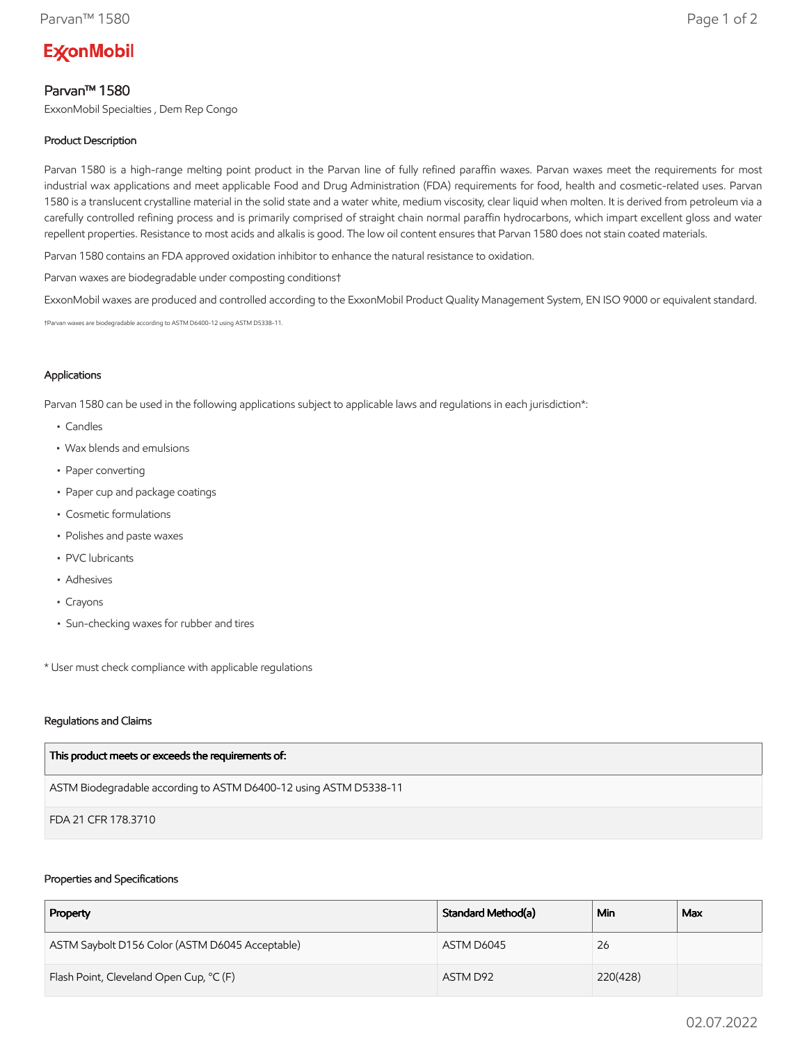# ExxonMobil

## Parvan™ 1580

ExxonMobil Specialties , Dem Rep Congo

### Product Description

Parvan 1580 is a high-range melting point product in the Parvan line of fully refined paraffin waxes. Parvan waxes meet the requirements for most industrial wax applications and meet applicable Food and Drug Administration (FDA) requirements for food, health and cosmetic-related uses. Parvan 1580 is a translucent crystalline material in the solid state and a water white, medium viscosity, clear liquid when molten. It is derived from petroleum via a carefully controlled refining process and is primarily comprised of straight chain normal paraffin hydrocarbons, which impart excellent gloss and water repellent properties. Resistance to most acids and alkalis is good. The low oil content ensures that Parvan 1580 does not stain coated materials.

Parvan 1580 contains an FDA approved oxidation inhibitor to enhance the natural resistance to oxidation.

Parvan waxes are biodegradable under composting conditions†

ExxonMobil waxes are produced and controlled according to the ExxonMobil Product Quality Management System, EN ISO 9000 or equivalent standard.

†Parvan waxes are biodegradable according to ASTM D6400-12 using ASTM D5338-11.

### Applications

Parvan 1580 can be used in the following applications subject to applicable laws and regulations in each jurisdiction*:

- Candles
- Wax blends and emulsions
- Paper converting
- Paper cup and package coatings
- Cosmetic formulations
- Polishes and paste waxes
- PVC lubricants
- Adhesives
- Crayons
- Sun-checking waxes for rubber and tires

* User must check compliance with applicable regulations

### Regulations and Claims

| This product meets or exceeds the requirements of: |
|---|
| ASTM Biodegradable according to ASTM D6400-12 using ASTM D5338-11 |
| FDA 21 CFR 178.3710 |

### Properties and Specifications

| Property | Standard Method(a) | Min | Max |
|---|---|---|---|
| ASTM Saybolt D156 Color (ASTM D6045 Acceptable) | ASTM D6045 | 26 | |
| Flash Point, Cleveland Open Cup, °C (F) | ASTM D92 | 220(428) | |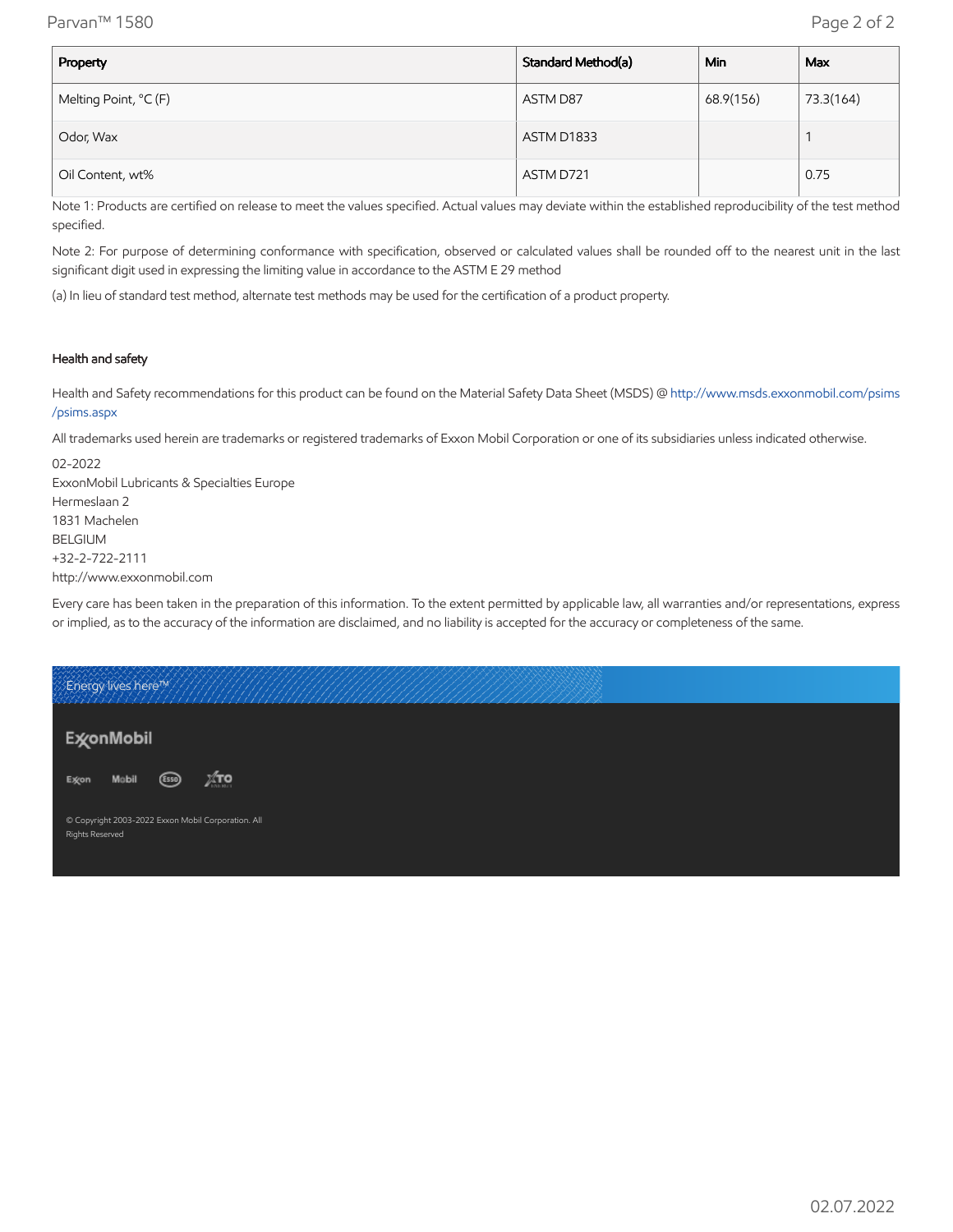| Property | Standard Method(a) | Min | Max |
|---|---|---|---|
| Melting Point, °C (F) | ASTM D87 | 68.9(156) | 73.3(164) |
| Odor, Wax | ASTM D1833 | | 1 |
| Oil Content, wt% | ASTM D721 | | 0.75 |

Note 1: Products are certified on release to meet the values specified. Actual values may deviate within the established reproducibility of the test method specified.

Note 2: For purpose of determining conformance with specification, observed or calculated values shall be rounded off to the nearest unit in the last significant digit used in expressing the limiting value in accordance to the ASTM E 29 method

(a) In lieu of standard test method, alternate test methods may be used for the certification of a product property.

#### Health and safety

Health and Safety recommendations for this product can be found on the Material Safety Data Sheet (MSDS) @ http://www.msds.exxonmobil.com/psims/psims.aspx

All trademarks used herein are trademarks or registered trademarks of Exxon Mobil Corporation or one of its subsidiaries unless indicated otherwise.

02-2022
ExxonMobil Lubricants & Specialties Europe
Hermeslaan 2
1831 Machelen
BELGIUM
+32-2-722-2111
http://www.exxonmobil.com

Every care has been taken in the preparation of this information. To the extent permitted by applicable law, all warranties and/or representations, express or implied, as to the accuracy of the information are disclaimed, and no liability is accepted for the accuracy or completeness of the same.

Energy lives here™

ExxonMobil

Exxon Mobil Esso XTO

© Copyright 2003-2022 Exxon Mobil Corporation. All Rights Reserved